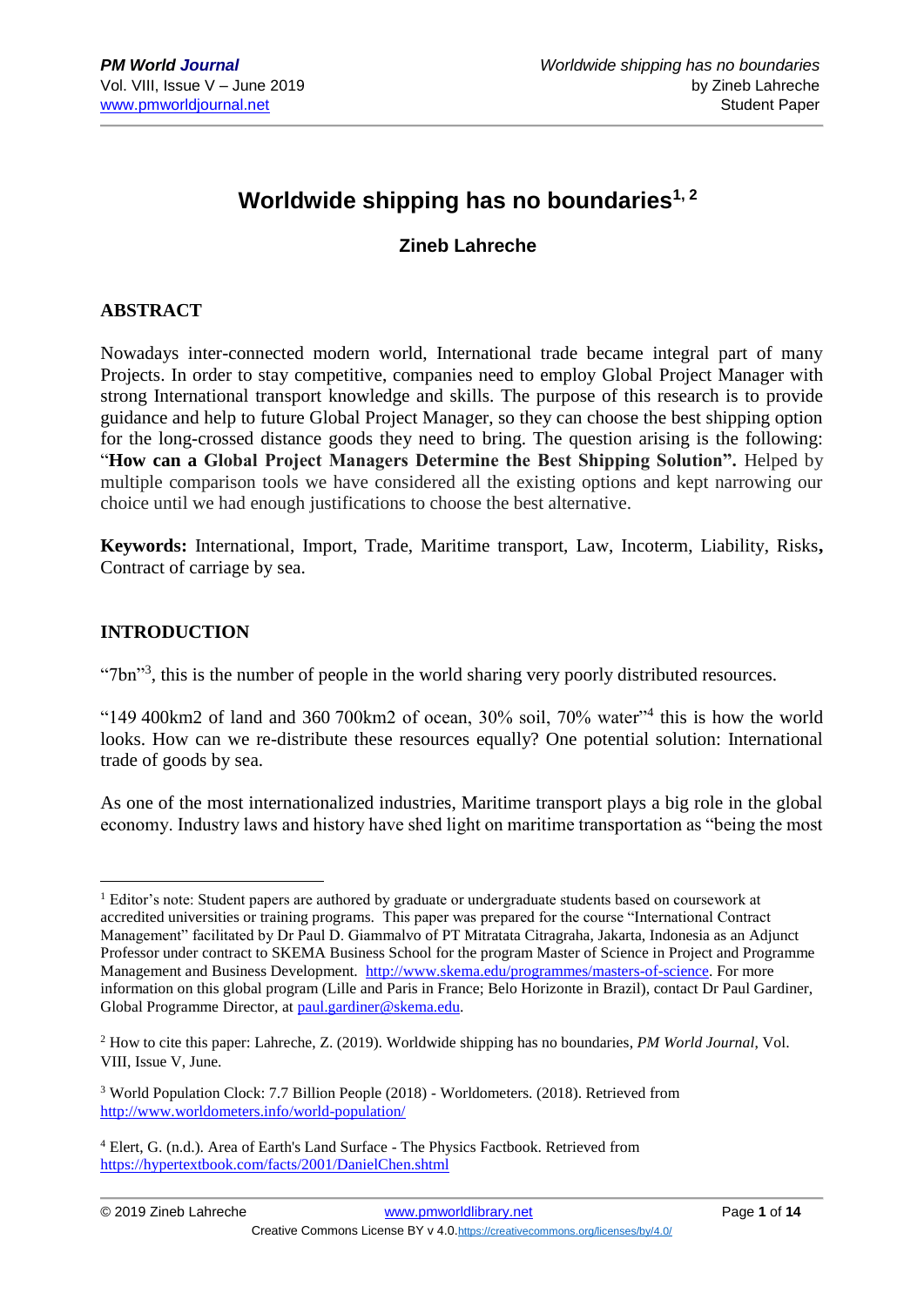# Worldwide shipping has no boundaries[1, 2]

**Zineb Lahreche**

## ABSTRACT

Nowadays inter-connected modern world, International trade became integral part of many Projects. In order to stay competitive, companies need to employ Global Project Manager with strong International transport knowledge and skills. The purpose of this research is to provide guidance and help to future Global Project Manager, so they can choose the best shipping option for the long-crossed distance goods they need to bring. The question arising is the following: "**How can a Global Project Managers Determine the Best Shipping Solution".** Helped by multiple comparison tools we have considered all the existing options and kept narrowing our choice until we had enough justifications to choose the best alternative.

**Keywords:** International, Import, Trade, Maritime transport, Law, Incoterm, Liability, Risks**,** Contract of carriage by sea.

## INTRODUCTION

"7bn"[3], this is the number of people in the world sharing very poorly distributed resources.

"149 400km2 of land and 360 700km2 of ocean, 30% soil, 70% water"[4] this is how the world looks. How can we re-distribute these resources equally? One potential solution: International trade of goods by sea.

As one of the most internationalized industries, Maritime transport plays a big role in the global economy. Industry laws and history have shed light on maritime transportation as "being the most

---

[1] Editor's note: Student papers are authored by graduate or undergraduate students based on coursework at accredited universities or training programs. This paper was prepared for the course "International Contract Management" facilitated by Dr Paul D. Giammalvo of PT Mitratata Citragraha, Jakarta, Indonesia as an Adjunct Professor under contract to SKEMA Business School for the program Master of Science in Project and Programme Management and Business Development. http://www.skema.edu/programmes/masters-of-science. For more information on this global program (Lille and Paris in France; Belo Horizonte in Brazil), contact Dr Paul Gardiner, Global Programme Director, at paul.gardiner@skema.edu.

[2] How to cite this paper: Lahreche, Z. (2019). Worldwide shipping has no boundaries, *PM World Journal*, Vol. VIII, Issue V, June.

[3] World Population Clock: 7.7 Billion People (2018) - Worldometers. (2018). Retrieved from http://www.worldometers.info/world-population/

[4] Elert, G. (n.d.). Area of Earth's Land Surface - The Physics Factbook. Retrieved from https://hypertextbook.com/facts/2001/DanielChen.shtml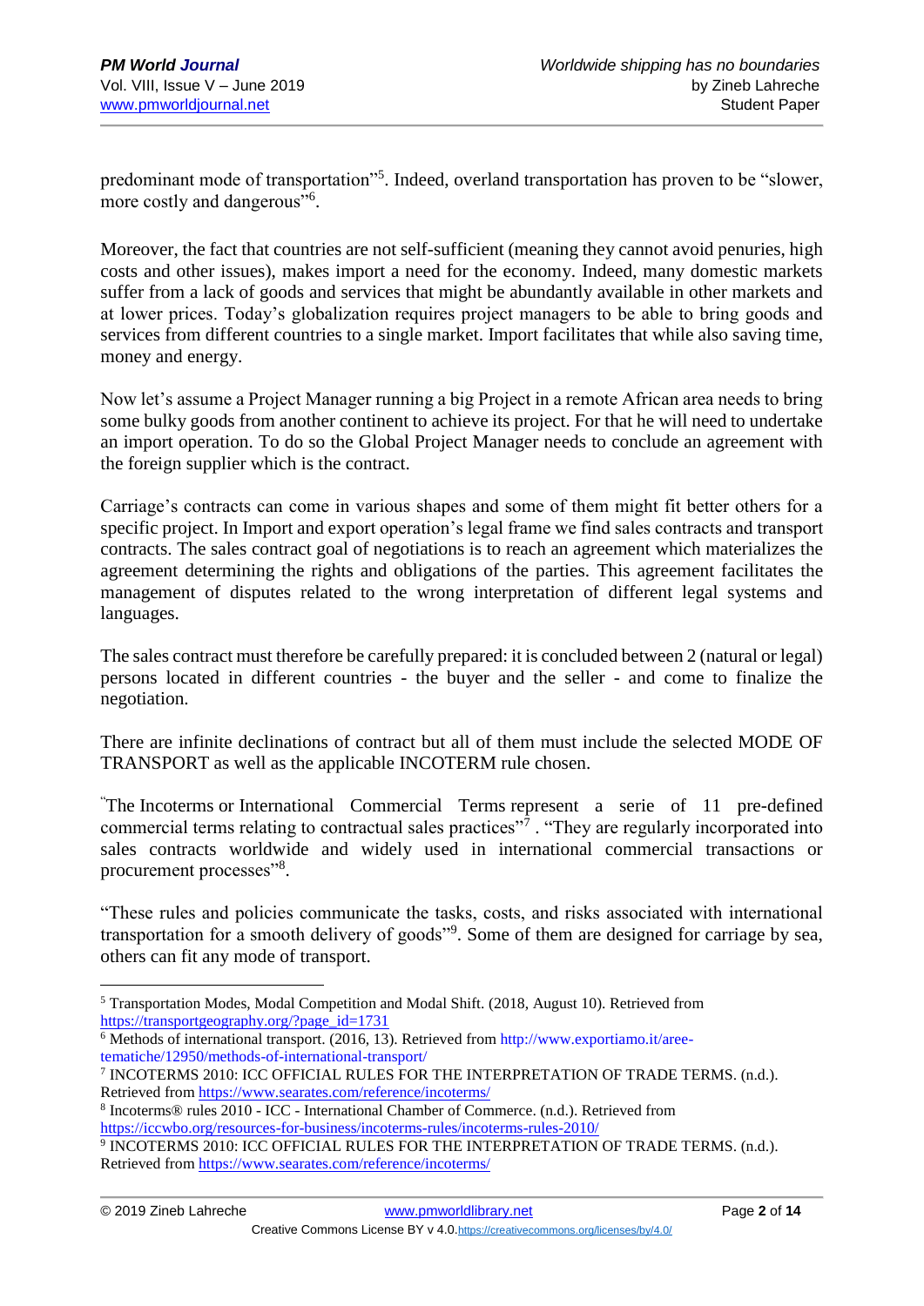predominant mode of transportation"[5]. Indeed, overland transportation has proven to be "slower, more costly and dangerous"[6].

Moreover, the fact that countries are not self-sufficient (meaning they cannot avoid penuries, high costs and other issues), makes import a need for the economy. Indeed, many domestic markets suffer from a lack of goods and services that might be abundantly available in other markets and at lower prices. Today's globalization requires project managers to be able to bring goods and services from different countries to a single market. Import facilitates that while also saving time, money and energy.

Now let's assume a Project Manager running a big Project in a remote African area needs to bring some bulky goods from another continent to achieve its project. For that he will need to undertake an import operation. To do so the Global Project Manager needs to conclude an agreement with the foreign supplier which is the contract.

Carriage's contracts can come in various shapes and some of them might fit better others for a specific project. In Import and export operation's legal frame we find sales contracts and transport contracts. The sales contract goal of negotiations is to reach an agreement which materializes the agreement determining the rights and obligations of the parties. This agreement facilitates the management of disputes related to the wrong interpretation of different legal systems and languages.

The sales contract must therefore be carefully prepared: it is concluded between 2 (natural or legal) persons located in different countries - the buyer and the seller - and come to finalize the negotiation.

There are infinite declinations of contract but all of them must include the selected MODE OF TRANSPORT as well as the applicable INCOTERM rule chosen.

"The Incoterms or International Commercial Terms represent a serie of 11 pre-defined commercial terms relating to contractual sales practices"[7] . "They are regularly incorporated into sales contracts worldwide and widely used in international commercial transactions or procurement processes"[8].

"These rules and policies communicate the tasks, costs, and risks associated with international transportation for a smooth delivery of goods"[9]. Some of them are designed for carriage by sea, others can fit any mode of transport.

---

[5] Transportation Modes, Modal Competition and Modal Shift. (2018, August 10). Retrieved from https://transportgeography.org/?page_id=1731

[6] Methods of international transport. (2016, 13). Retrieved from http://www.exportiamo.it/aree-tematiche/12950/methods-of-international-transport/

[7] INCOTERMS 2010: ICC OFFICIAL RULES FOR THE INTERPRETATION OF TRADE TERMS. (n.d.). Retrieved from https://www.searates.com/reference/incoterms/

[8] Incoterms® rules 2010 - ICC - International Chamber of Commerce. (n.d.). Retrieved from https://iccwbo.org/resources-for-business/incoterms-rules/incoterms-rules-2010/

[9] INCOTERMS 2010: ICC OFFICIAL RULES FOR THE INTERPRETATION OF TRADE TERMS. (n.d.). Retrieved from https://www.searates.com/reference/incoterms/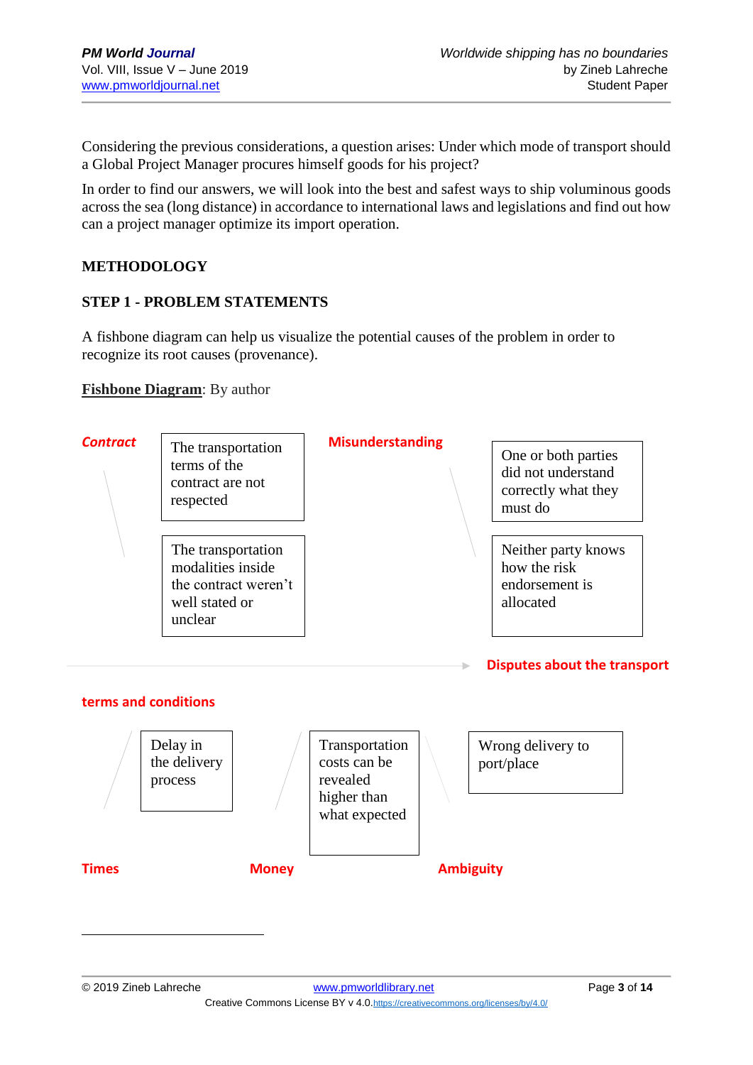Considering the previous considerations, a question arises: Under which mode of transport should a Global Project Manager procures himself goods for his project?

In order to find our answers, we will look into the best and safest ways to ship voluminous goods across the sea (long distance) in accordance to international laws and legislations and find out how can a project manager optimize its import operation.

## METHODOLOGY

### STEP 1 - PROBLEM STATEMENTS

A fishbone diagram can help us visualize the potential causes of the problem in order to recognize its root causes (provenance).

**Fishbone Diagram**: By author

*Contract*

The transportation terms of the contract are not respected

The transportation modalities inside the contract weren't well stated or unclear

Misunderstanding

One or both parties did not understand correctly what they must do

Neither party knows how the risk endorsement is allocated

Disputes about the transport terms and conditions

Delay in the delivery process

Transportation costs can be revealed higher than what expected

Wrong delivery to port/place

Times

Money

Ambiguity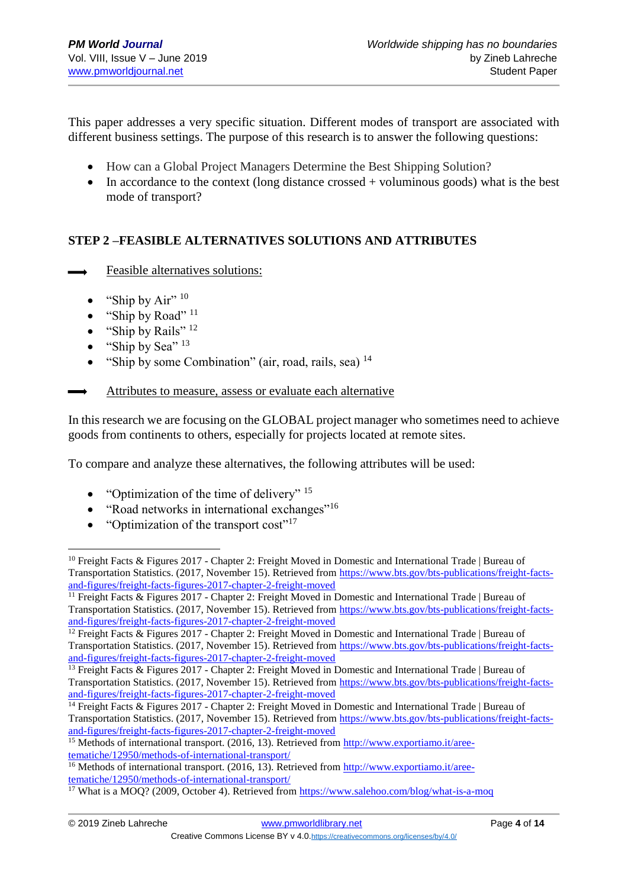This paper addresses a very specific situation. Different modes of transport are associated with different business settings. The purpose of this research is to answer the following questions:

- How can a Global Project Managers Determine the Best Shipping Solution?
- In accordance to the context (long distance crossed + voluminous goods) what is the best mode of transport?

### STEP 2 –FEASIBLE ALTERNATIVES SOLUTIONS AND ATTRIBUTES

⟶ Feasible alternatives solutions:

- "Ship by Air" [10]
- "Ship by Road" [11]
- "Ship by Rails" [12]
- "Ship by Sea" [13]
- "Ship by some Combination" (air, road, rails, sea) [14]

⟶ Attributes to measure, assess or evaluate each alternative

In this research we are focusing on the GLOBAL project manager who sometimes need to achieve goods from continents to others, especially for projects located at remote sites.

To compare and analyze these alternatives, the following attributes will be used:

- "Optimization of the time of delivery" [15]
- "Road networks in international exchanges"[16]
- "Optimization of the transport cost"[17]

---

[10] Freight Facts & Figures 2017 - Chapter 2: Freight Moved in Domestic and International Trade | Bureau of Transportation Statistics. (2017, November 15). Retrieved from https://www.bts.gov/bts-publications/freight-facts-and-figures/freight-facts-figures-2017-chapter-2-freight-moved

[11] Freight Facts & Figures 2017 - Chapter 2: Freight Moved in Domestic and International Trade | Bureau of Transportation Statistics. (2017, November 15). Retrieved from https://www.bts.gov/bts-publications/freight-facts-and-figures/freight-facts-figures-2017-chapter-2-freight-moved

[12] Freight Facts & Figures 2017 - Chapter 2: Freight Moved in Domestic and International Trade | Bureau of Transportation Statistics. (2017, November 15). Retrieved from https://www.bts.gov/bts-publications/freight-facts-and-figures/freight-facts-figures-2017-chapter-2-freight-moved

[13] Freight Facts & Figures 2017 - Chapter 2: Freight Moved in Domestic and International Trade | Bureau of Transportation Statistics. (2017, November 15). Retrieved from https://www.bts.gov/bts-publications/freight-facts-and-figures/freight-facts-figures-2017-chapter-2-freight-moved

[14] Freight Facts & Figures 2017 - Chapter 2: Freight Moved in Domestic and International Trade | Bureau of Transportation Statistics. (2017, November 15). Retrieved from https://www.bts.gov/bts-publications/freight-facts-and-figures/freight-facts-figures-2017-chapter-2-freight-moved

[15] Methods of international transport. (2016, 13). Retrieved from http://www.exportiamo.it/aree-tematiche/12950/methods-of-international-transport/

[16] Methods of international transport. (2016, 13). Retrieved from http://www.exportiamo.it/aree-tematiche/12950/methods-of-international-transport/

[17] What is a MOQ? (2009, October 4). Retrieved from https://www.salehoo.com/blog/what-is-a-moq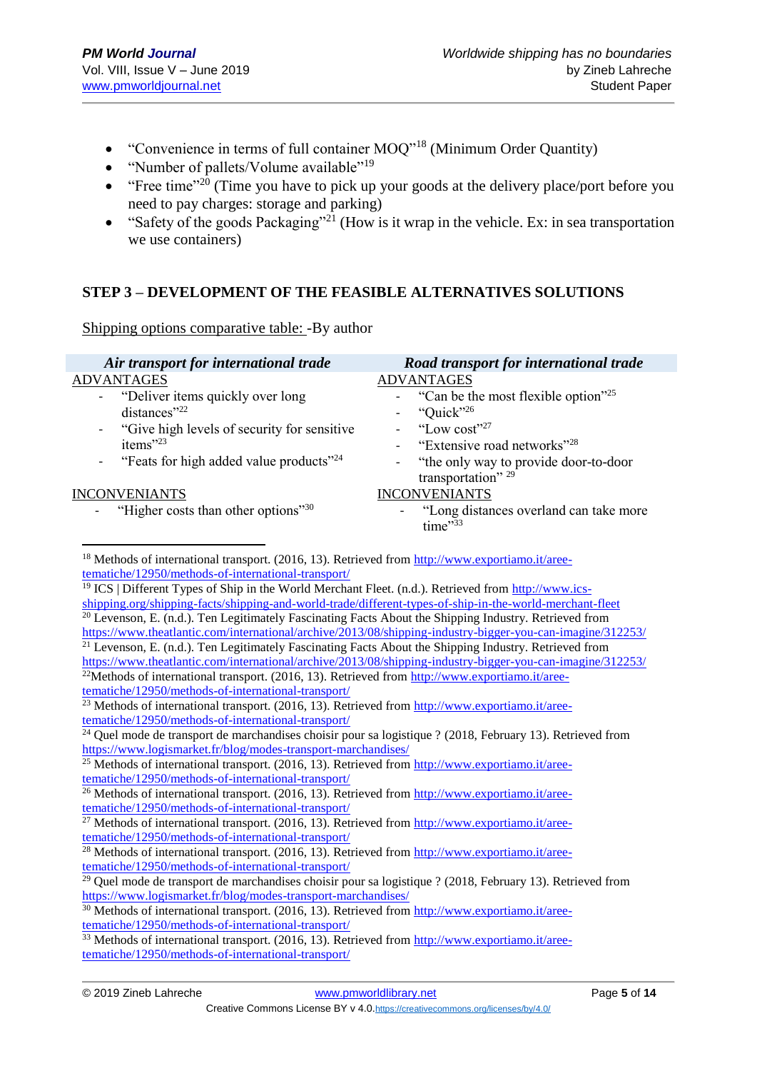- "Convenience in terms of full container MOQ"[18] (Minimum Order Quantity)
- "Number of pallets/Volume available"[19]
- "Free time"[20] (Time you have to pick up your goods at the delivery place/port before you need to pay charges: storage and parking)
- "Safety of the goods Packaging"[21] (How is it wrap in the vehicle. Ex: in sea transportation we use containers)

## STEP 3 – DEVELOPMENT OF THE FEASIBLE ALTERNATIVES SOLUTIONS

Shipping options comparative table: -By author

| *Air transport for international trade* | *Road transport for international trade* |
|---|---|
| ADVANTAGES<br>- "Deliver items quickly over long distances"[22]<br>- "Give high levels of security for sensitive items"[23]<br>- "Feats for high added value products"[24] | ADVANTAGES<br>- "Can be the most flexible option"[25]<br>- "Quick"[26]<br>- "Low cost"[27]<br>- "Extensive road networks"[28]<br>- "the only way to provide door-to-door transportation" [29] |
| INCONVENIANTS<br>- "Higher costs than other options"[30] | INCONVENIANTS<br>- "Long distances overland can take more time"[33] |

---

[18] Methods of international transport. (2016, 13). Retrieved from http://www.exportiamo.it/aree-tematiche/12950/methods-of-international-transport/

[19] ICS | Different Types of Ship in the World Merchant Fleet. (n.d.). Retrieved from http://www.ics-shipping.org/shipping-facts/shipping-and-world-trade/different-types-of-ship-in-the-world-merchant-fleet

[20] Levenson, E. (n.d.). Ten Legitimately Fascinating Facts About the Shipping Industry. Retrieved from https://www.theatlantic.com/international/archive/2013/08/shipping-industry-bigger-you-can-imagine/312253/

[21] Levenson, E. (n.d.). Ten Legitimately Fascinating Facts About the Shipping Industry. Retrieved from https://www.theatlantic.com/international/archive/2013/08/shipping-industry-bigger-you-can-imagine/312253/

[22] Methods of international transport. (2016, 13). Retrieved from http://www.exportiamo.it/aree-tematiche/12950/methods-of-international-transport/

[23] Methods of international transport. (2016, 13). Retrieved from http://www.exportiamo.it/aree-tematiche/12950/methods-of-international-transport/

[24] Quel mode de transport de marchandises choisir pour sa logistique ? (2018, February 13). Retrieved from https://www.logismarket.fr/blog/modes-transport-marchandises/

[25] Methods of international transport. (2016, 13). Retrieved from http://www.exportiamo.it/aree-tematiche/12950/methods-of-international-transport/

[26] Methods of international transport. (2016, 13). Retrieved from http://www.exportiamo.it/aree-tematiche/12950/methods-of-international-transport/

[27] Methods of international transport. (2016, 13). Retrieved from http://www.exportiamo.it/aree-tematiche/12950/methods-of-international-transport/

[28] Methods of international transport. (2016, 13). Retrieved from http://www.exportiamo.it/aree-tematiche/12950/methods-of-international-transport/

[29] Quel mode de transport de marchandises choisir pour sa logistique ? (2018, February 13). Retrieved from https://www.logismarket.fr/blog/modes-transport-marchandises/

[30] Methods of international transport. (2016, 13). Retrieved from http://www.exportiamo.it/aree-tematiche/12950/methods-of-international-transport/

[33] Methods of international transport. (2016, 13). Retrieved from http://www.exportiamo.it/aree-tematiche/12950/methods-of-international-transport/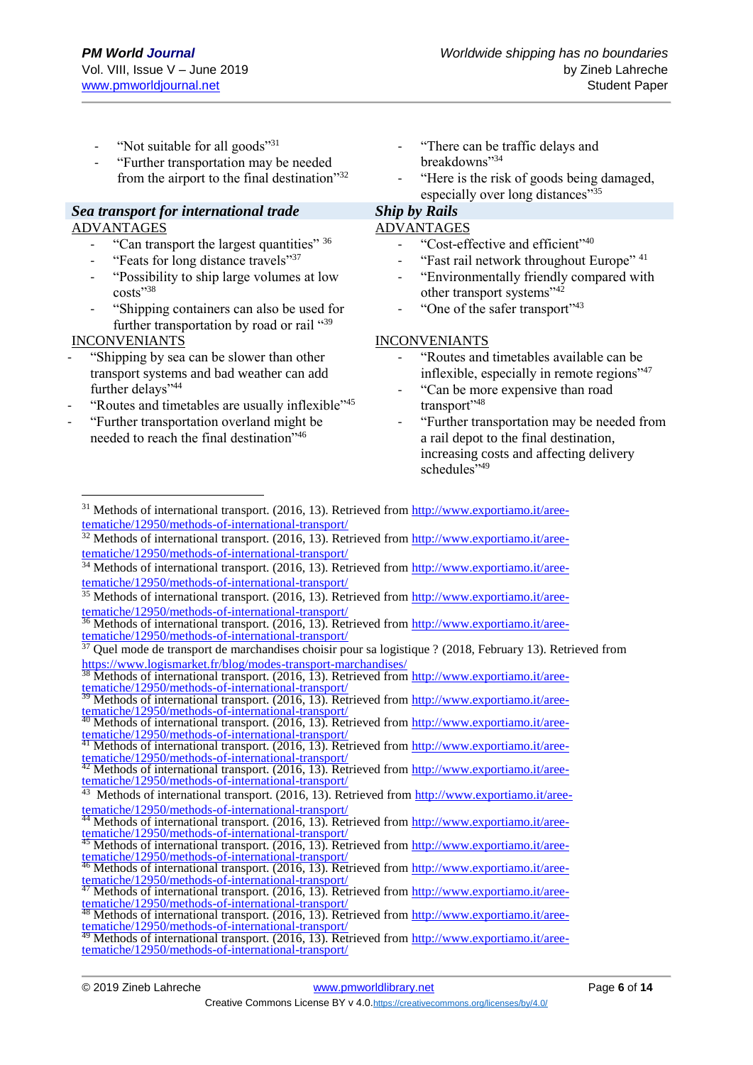- "Not suitable for all goods"[31]
- "Further transportation may be needed from the airport to the final destination"[32]
- "There can be traffic delays and breakdowns"[34]
- "Here is the risk of goods being damaged, especially over long distances"[35]

### *Sea transport for international trade*

ADVANTAGES

- "Can transport the largest quantities" [36]
- "Feats for long distance travels"[37]
- "Possibility to ship large volumes at low costs"[38]
- "Shipping containers can also be used for further transportation by road or rail "[39]

INCONVENIANTS

- "Shipping by sea can be slower than other transport systems and bad weather can add further delays"[44]
- "Routes and timetables are usually inflexible"[45]
- "Further transportation overland might be needed to reach the final destination"[46]

### *Ship by Rails*

ADVANTAGES

- "Cost-effective and efficient"[40]
- "Fast rail network throughout Europe" [41]
- "Environmentally friendly compared with other transport systems"[42]
- "One of the safer transport"[43]

INCONVENIANTS

- "Routes and timetables available can be inflexible, especially in remote regions"[47]
- "Can be more expensive than road transport"[48]
- "Further transportation may be needed from a rail depot to the final destination, increasing costs and affecting delivery schedules"[49]

---

[31] Methods of international transport. (2016, 13). Retrieved from http://www.exportiamo.it/aree-tematiche/12950/methods-of-international-transport/

[32] Methods of international transport. (2016, 13). Retrieved from http://www.exportiamo.it/aree-tematiche/12950/methods-of-international-transport/

[34] Methods of international transport. (2016, 13). Retrieved from http://www.exportiamo.it/aree-tematiche/12950/methods-of-international-transport/

[35] Methods of international transport. (2016, 13). Retrieved from http://www.exportiamo.it/aree-tematiche/12950/methods-of-international-transport/

[36] Methods of international transport. (2016, 13). Retrieved from http://www.exportiamo.it/aree-tematiche/12950/methods-of-international-transport/

[37] Quel mode de transport de marchandises choisir pour sa logistique ? (2018, February 13). Retrieved from https://www.logismarket.fr/blog/modes-transport-marchandises/

[38] Methods of international transport. (2016, 13). Retrieved from http://www.exportiamo.it/aree-tematiche/12950/methods-of-international-transport/

[39] Methods of international transport. (2016, 13). Retrieved from http://www.exportiamo.it/aree-tematiche/12950/methods-of-international-transport/

[40] Methods of international transport. (2016, 13). Retrieved from http://www.exportiamo.it/aree-tematiche/12950/methods-of-international-transport/

[41] Methods of international transport. (2016, 13). Retrieved from http://www.exportiamo.it/aree-tematiche/12950/methods-of-international-transport/

[42] Methods of international transport. (2016, 13). Retrieved from http://www.exportiamo.it/aree-tematiche/12950/methods-of-international-transport/

[43] Methods of international transport. (2016, 13). Retrieved from http://www.exportiamo.it/aree-tematiche/12950/methods-of-international-transport/

[44] Methods of international transport. (2016, 13). Retrieved from http://www.exportiamo.it/aree-tematiche/12950/methods-of-international-transport/

[45] Methods of international transport. (2016, 13). Retrieved from http://www.exportiamo.it/aree-tematiche/12950/methods-of-international-transport/

[46] Methods of international transport. (2016, 13). Retrieved from http://www.exportiamo.it/aree-tematiche/12950/methods-of-international-transport/

[47] Methods of international transport. (2016, 13). Retrieved from http://www.exportiamo.it/aree-tematiche/12950/methods-of-international-transport/

[48] Methods of international transport. (2016, 13). Retrieved from http://www.exportiamo.it/aree-tematiche/12950/methods-of-international-transport/

[49] Methods of international transport. (2016, 13). Retrieved from http://www.exportiamo.it/aree-tematiche/12950/methods-of-international-transport/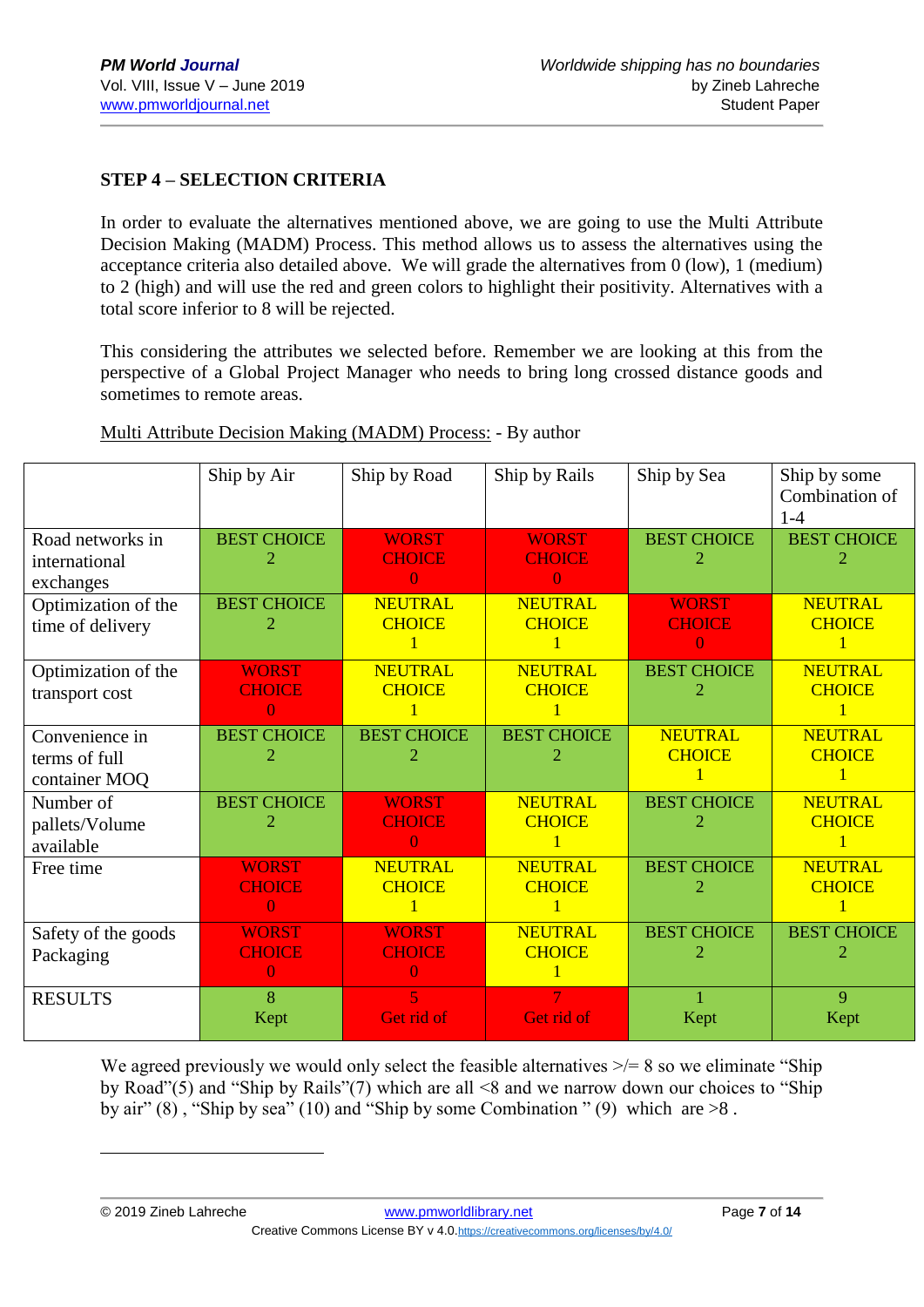**STEP 4 – SELECTION CRITERIA**

In order to evaluate the alternatives mentioned above, we are going to use the Multi Attribute Decision Making (MADM) Process. This method allows us to assess the alternatives using the acceptance criteria also detailed above. We will grade the alternatives from 0 (low), 1 (medium) to 2 (high) and will use the red and green colors to highlight their positivity. Alternatives with a total score inferior to 8 will be rejected.

This considering the attributes we selected before. Remember we are looking at this from the perspective of a Global Project Manager who needs to bring long crossed distance goods and sometimes to remote areas.

Multi Attribute Decision Making (MADM) Process: - By author

| | Ship by Air | Ship by Road | Ship by Rails | Ship by Sea | Ship by some Combination of 1-4 |
|---|---|---|---|---|---|
| Road networks in international exchanges | BEST CHOICE 2 | WORST CHOICE 0 | WORST CHOICE 0 | BEST CHOICE 2 | BEST CHOICE 2 |
| Optimization of the time of delivery | BEST CHOICE 2 | NEUTRAL CHOICE 1 | NEUTRAL CHOICE 1 | WORST CHOICE 0 | NEUTRAL CHOICE 1 |
| Optimization of the transport cost | WORST CHOICE 0 | NEUTRAL CHOICE 1 | NEUTRAL CHOICE 1 | BEST CHOICE 2 | NEUTRAL CHOICE 1 |
| Convenience in terms of full container MOQ | BEST CHOICE 2 | BEST CHOICE 2 | BEST CHOICE 2 | NEUTRAL CHOICE 1 | NEUTRAL CHOICE 1 |
| Number of pallets/Volume available | BEST CHOICE 2 | WORST CHOICE 0 | NEUTRAL CHOICE 1 | BEST CHOICE 2 | NEUTRAL CHOICE 1 |
| Free time | WORST CHOICE 0 | NEUTRAL CHOICE 1 | NEUTRAL CHOICE 1 | BEST CHOICE 2 | NEUTRAL CHOICE 1 |
| Safety of the goods Packaging | WORST CHOICE 0 | WORST CHOICE 0 | NEUTRAL CHOICE 1 | BEST CHOICE 2 | BEST CHOICE 2 |
| RESULTS | 8 Kept | 5 Get rid of | 7 Get rid of | 1 Kept | 9 Kept |

We agreed previously we would only select the feasible alternatives >/= 8 so we eliminate "Ship by Road"(5) and "Ship by Rails"(7) which are all <8 and we narrow down our choices to "Ship by air" (8) , "Ship by sea" (10) and "Ship by some Combination " (9) which are >8 .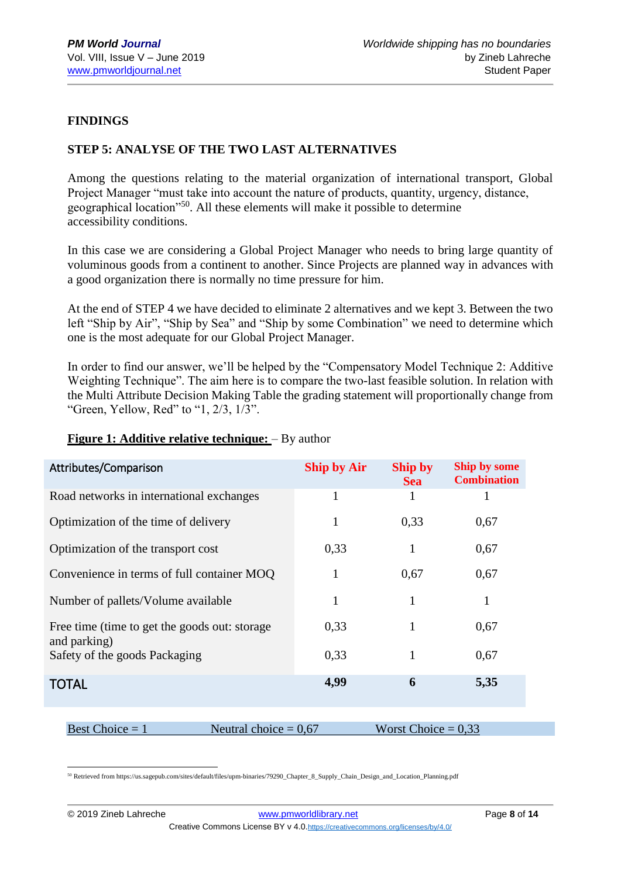## FINDINGS

### STEP 5: ANALYSE OF THE TWO LAST ALTERNATIVES

Among the questions relating to the material organization of international transport, Global Project Manager "must take into account the nature of products, quantity, urgency, distance, geographical location"[50]. All these elements will make it possible to determine accessibility conditions.

In this case we are considering a Global Project Manager who needs to bring large quantity of voluminous goods from a continent to another. Since Projects are planned way in advances with a good organization there is normally no time pressure for him.

At the end of STEP 4 we have decided to eliminate 2 alternatives and we kept 3. Between the two left "Ship by Air", "Ship by Sea" and "Ship by some Combination" we need to determine which one is the most adequate for our Global Project Manager.

In order to find our answer, we'll be helped by the "Compensatory Model Technique 2: Additive Weighting Technique". The aim here is to compare the two-last feasible solution. In relation with the Multi Attribute Decision Making Table the grading statement will proportionally change from "Green, Yellow, Red" to "1, 2/3, 1/3".

**Figure 1: Additive relative technique:** – By author

| Attributes/Comparison | Ship by Air | Ship by Sea | Ship by some Combination |
|---|---|---|---|
| Road networks in international exchanges | 1 | 1 | 1 |
| Optimization of the time of delivery | 1 | 0,33 | 0,67 |
| Optimization of the transport cost | 0,33 | 1 | 0,67 |
| Convenience in terms of full container MOQ | 1 | 0,67 | 0,67 |
| Number of pallets/Volume available | 1 | 1 | 1 |
| Free time (time to get the goods out: storage and parking) | 0,33 | 1 | 0,67 |
| Safety of the goods Packaging | 0,33 | 1 | 0,67 |
| TOTAL | **4,99** | **6** | **5,35** |

Best Choice = 1 Neutral choice = 0,67 Worst Choice = 0,33

[50] Retrieved from https://us.sagepub.com/sites/default/files/upm-binaries/79290_Chapter_8_Supply_Chain_Design_and_Location_Planning.pdf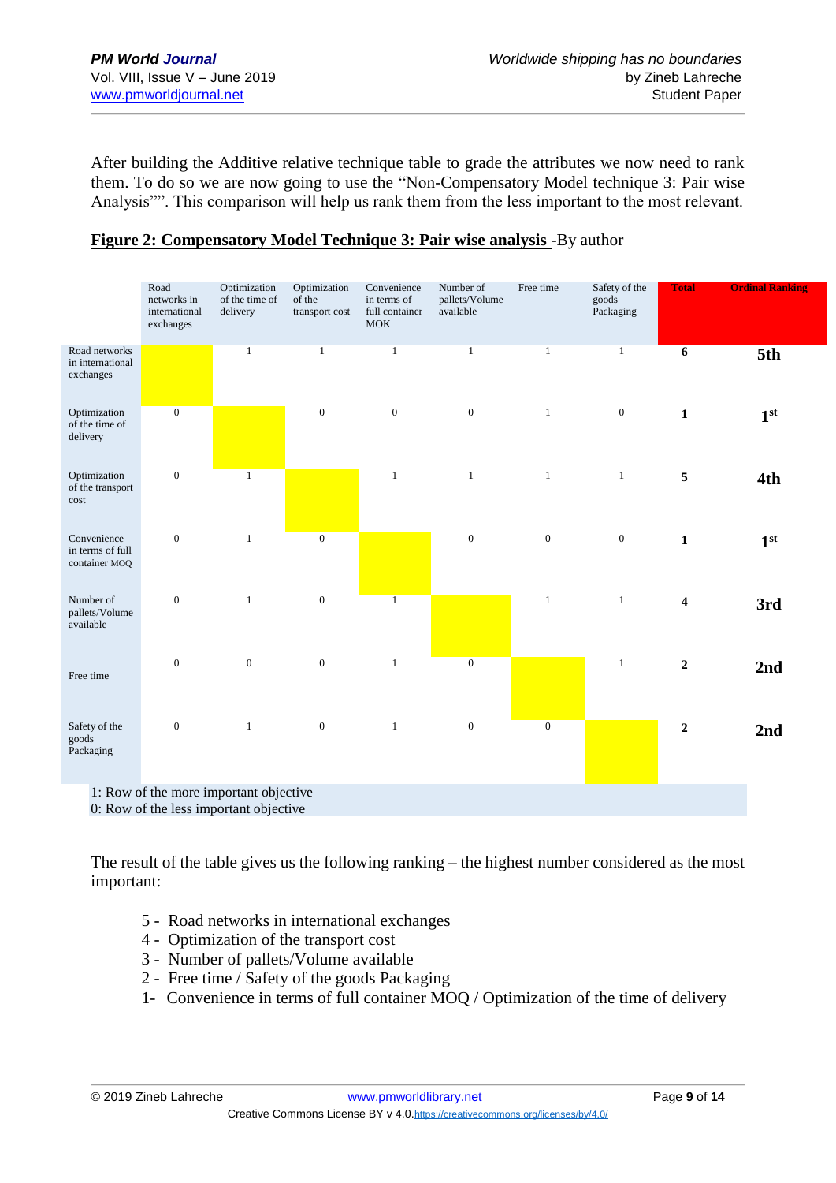After building the Additive relative technique table to grade the attributes we now need to rank them. To do so we are now going to use the "Non-Compensatory Model technique 3: Pair wise Analysis"". This comparison will help us rank them from the less important to the most relevant.

**Figure 2: Compensatory Model Technique 3: Pair wise analysis** -By author

| | Road networks in international exchanges | Optimization of the time of delivery | Optimization of the transport cost | Convenience in terms of full container MOK | Number of pallets/Volume available | Free time | Safety of the goods Packaging | **Total** | **Ordinal Ranking** |
|---|---|---|---|---|---|---|---|---|---|
| Road networks in international exchanges | | 1 | 1 | 1 | 1 | 1 | 1 | **6** | **5th** |
| Optimization of the time of delivery | 0 | | 0 | 0 | 0 | 1 | 0 | **1** | **1st** |
| Optimization of the transport cost | 0 | 1 | | 1 | 1 | 1 | 1 | **5** | **4th** |
| Convenience in terms of full container MOQ | 0 | 1 | 0 | | 0 | 0 | 0 | **1** | **1st** |
| Number of pallets/Volume available | 0 | 1 | 0 | 1 | | 1 | 1 | **4** | **3rd** |
| Free time | 0 | 0 | 0 | 1 | 0 | | 1 | **2** | **2nd** |
| Safety of the goods Packaging | 0 | 1 | 0 | 1 | 0 | 0 | | **2** | **2nd** |

1: Row of the more important objective
0: Row of the less important objective

The result of the table gives us the following ranking – the highest number considered as the most important:

5 - Road networks in international exchanges
4 - Optimization of the transport cost
3 - Number of pallets/Volume available
2 - Free time / Safety of the goods Packaging
1- Convenience in terms of full container MOQ / Optimization of the time of delivery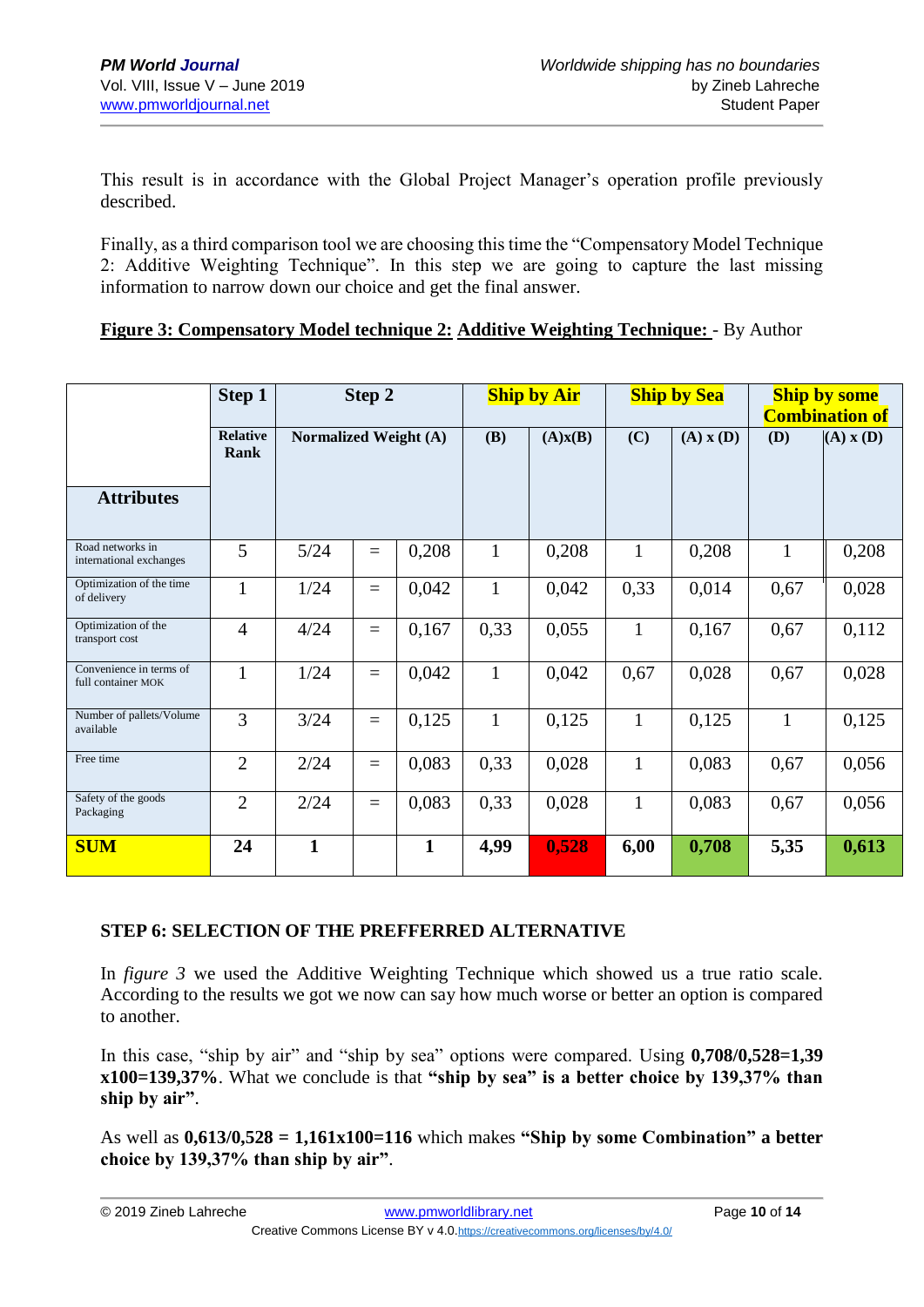This result is in accordance with the Global Project Manager's operation profile previously described.

Finally, as a third comparison tool we are choosing this time the "Compensatory Model Technique 2: Additive Weighting Technique". In this step we are going to capture the last missing information to narrow down our choice and get the final answer.

**Figure 3: Compensatory Model technique 2: Additive Weighting Technique:** - By Author

| | Step 1 | Step 2 | | | Ship by Air | | Ship by Sea | | Ship by some Combination of | |
|---|---|---|---|---|---|---|---|---|---|---|
| **Attributes** | Relative Rank | Normalized Weight (A) | | | (B) | (A)x(B) | (C) | (A) x (D) | (D) | (A) x (D) |
| Road networks in international exchanges | 5 | 5/24 | = | 0,208 | 1 | 0,208 | 1 | 0,208 | 1 | 0,208 |
| Optimization of the time of delivery | 1 | 1/24 | = | 0,042 | 1 | 0,042 | 0,33 | 0,014 | 0,67 | 0,028 |
| Optimization of the transport cost | 4 | 4/24 | = | 0,167 | 0,33 | 0,055 | 1 | 0,167 | 0,67 | 0,112 |
| Convenience in terms of full container MOK | 1 | 1/24 | = | 0,042 | 1 | 0,042 | 0,67 | 0,028 | 0,67 | 0,028 |
| Number of pallets/Volume available | 3 | 3/24 | = | 0,125 | 1 | 0,125 | 1 | 0,125 | 1 | 0,125 |
| Free time | 2 | 2/24 | = | 0,083 | 0,33 | 0,028 | 1 | 0,083 | 0,67 | 0,056 |
| Safety of the goods Packaging | 2 | 2/24 | = | 0,083 | 0,33 | 0,028 | 1 | 0,083 | 0,67 | 0,056 |
| **SUM** | **24** | **1** | | **1** | **4,99** | **0,528** | **6,00** | **0,708** | **5,35** | **0,613** |

**STEP 6: SELECTION OF THE PREFFERRED ALTERNATIVE**

In *figure 3* we used the Additive Weighting Technique which showed us a true ratio scale. According to the results we got we now can say how much worse or better an option is compared to another.

In this case, "ship by air" and "ship by sea" options were compared. Using **0,708/0,528=1,39 x100=139,37%**. What we conclude is that **"ship by sea" is a better choice by 139,37% than ship by air"**.

As well as **0,613/0,528 = 1,161x100=116** which makes **"Ship by some Combination" a better choice by 139,37% than ship by air"**.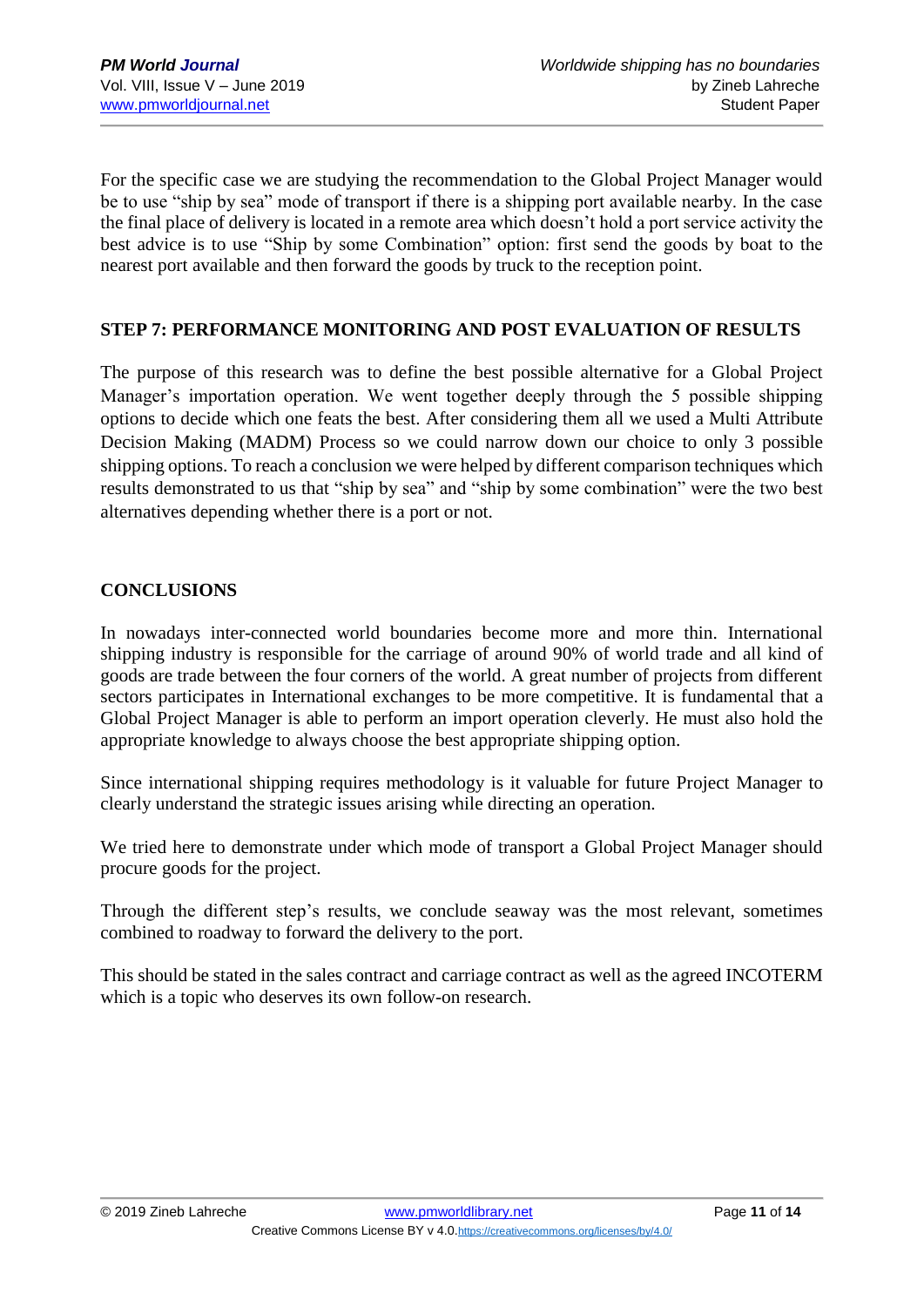For the specific case we are studying the recommendation to the Global Project Manager would be to use "ship by sea" mode of transport if there is a shipping port available nearby. In the case the final place of delivery is located in a remote area which doesn't hold a port service activity the best advice is to use "Ship by some Combination" option: first send the goods by boat to the nearest port available and then forward the goods by truck to the reception point.

## STEP 7: PERFORMANCE MONITORING AND POST EVALUATION OF RESULTS

The purpose of this research was to define the best possible alternative for a Global Project Manager's importation operation. We went together deeply through the 5 possible shipping options to decide which one feats the best. After considering them all we used a Multi Attribute Decision Making (MADM) Process so we could narrow down our choice to only 3 possible shipping options. To reach a conclusion we were helped by different comparison techniques which results demonstrated to us that "ship by sea" and "ship by some combination" were the two best alternatives depending whether there is a port or not.

## CONCLUSIONS

In nowadays inter-connected world boundaries become more and more thin. International shipping industry is responsible for the carriage of around 90% of world trade and all kind of goods are trade between the four corners of the world. A great number of projects from different sectors participates in International exchanges to be more competitive. It is fundamental that a Global Project Manager is able to perform an import operation cleverly. He must also hold the appropriate knowledge to always choose the best appropriate shipping option.

Since international shipping requires methodology is it valuable for future Project Manager to clearly understand the strategic issues arising while directing an operation.

We tried here to demonstrate under which mode of transport a Global Project Manager should procure goods for the project.

Through the different step's results, we conclude seaway was the most relevant, sometimes combined to roadway to forward the delivery to the port.

This should be stated in the sales contract and carriage contract as well as the agreed INCOTERM which is a topic who deserves its own follow-on research.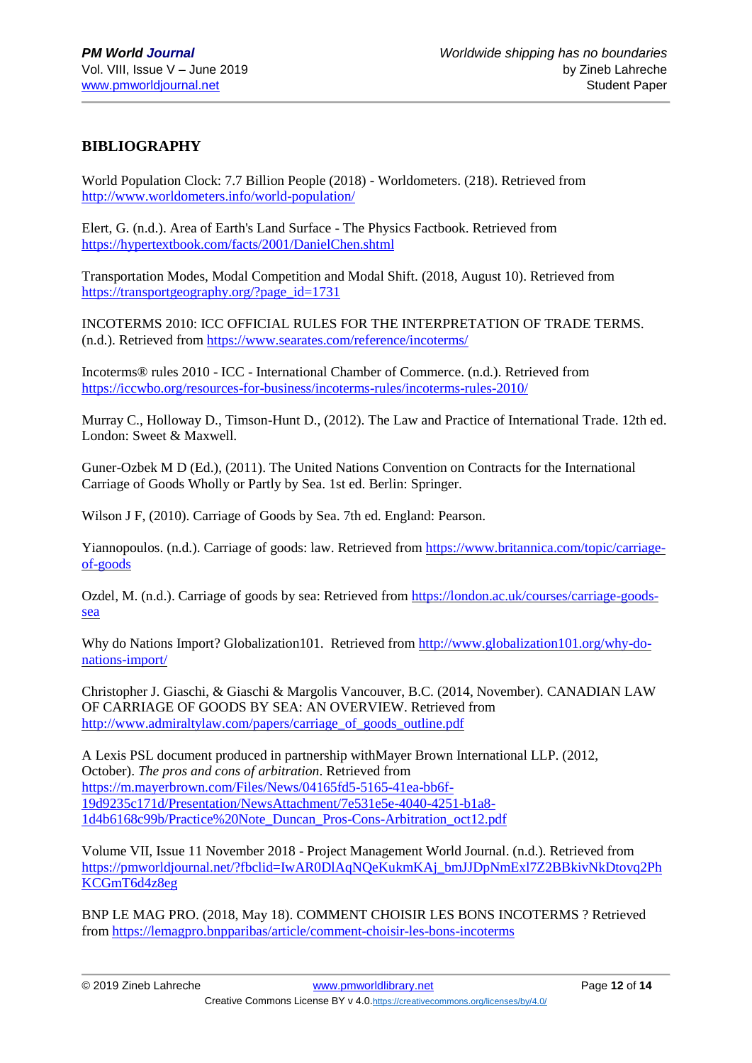## BIBLIOGRAPHY

World Population Clock: 7.7 Billion People (2018) - Worldometers. (218). Retrieved from http://www.worldometers.info/world-population/

Elert, G. (n.d.). Area of Earth's Land Surface - The Physics Factbook. Retrieved from https://hypertextbook.com/facts/2001/DanielChen.shtml

Transportation Modes, Modal Competition and Modal Shift. (2018, August 10). Retrieved from https://transportgeography.org/?page_id=1731

INCOTERMS 2010: ICC OFFICIAL RULES FOR THE INTERPRETATION OF TRADE TERMS. (n.d.). Retrieved from https://www.searates.com/reference/incoterms/

Incoterms® rules 2010 - ICC - International Chamber of Commerce. (n.d.). Retrieved from https://iccwbo.org/resources-for-business/incoterms-rules/incoterms-rules-2010/

Murray C., Holloway D., Timson-Hunt D., (2012). The Law and Practice of International Trade. 12th ed. London: Sweet & Maxwell.

Guner-Ozbek M D (Ed.), (2011). The United Nations Convention on Contracts for the International Carriage of Goods Wholly or Partly by Sea. 1st ed. Berlin: Springer.

Wilson J F, (2010). Carriage of Goods by Sea. 7th ed. England: Pearson.

Yiannopoulos. (n.d.). Carriage of goods: law. Retrieved from https://www.britannica.com/topic/carriage-of-goods

Ozdel, M. (n.d.). Carriage of goods by sea: Retrieved from https://london.ac.uk/courses/carriage-goods-sea

Why do Nations Import? Globalization101. Retrieved from http://www.globalization101.org/why-do-nations-import/

Christopher J. Giaschi, & Giaschi & Margolis Vancouver, B.C. (2014, November). CANADIAN LAW OF CARRIAGE OF GOODS BY SEA: AN OVERVIEW. Retrieved from http://www.admiraltylaw.com/papers/carriage_of_goods_outline.pdf

A Lexis PSL document produced in partnership withMayer Brown International LLP. (2012, October). *The pros and cons of arbitration*. Retrieved from https://m.mayerbrown.com/Files/News/04165fd5-5165-41ea-bb6f-19d9235c171d/Presentation/NewsAttachment/7e531e5e-4040-4251-b1a8-1d4b6168c99b/Practice%20Note_Duncan_Pros-Cons-Arbitration_oct12.pdf

Volume VII, Issue 11 November 2018 - Project Management World Journal. (n.d.). Retrieved from https://pmworldjournal.net/?fbclid=IwAR0DlAqNQeKukmKAj_bmJJDpNmExl7Z2BBkivNkDtovq2PhKCGmT6d4z8eg

BNP LE MAG PRO. (2018, May 18). COMMENT CHOISIR LES BONS INCOTERMS ? Retrieved from https://lemagpro.bnpparibas/article/comment-choisir-les-bons-incoterms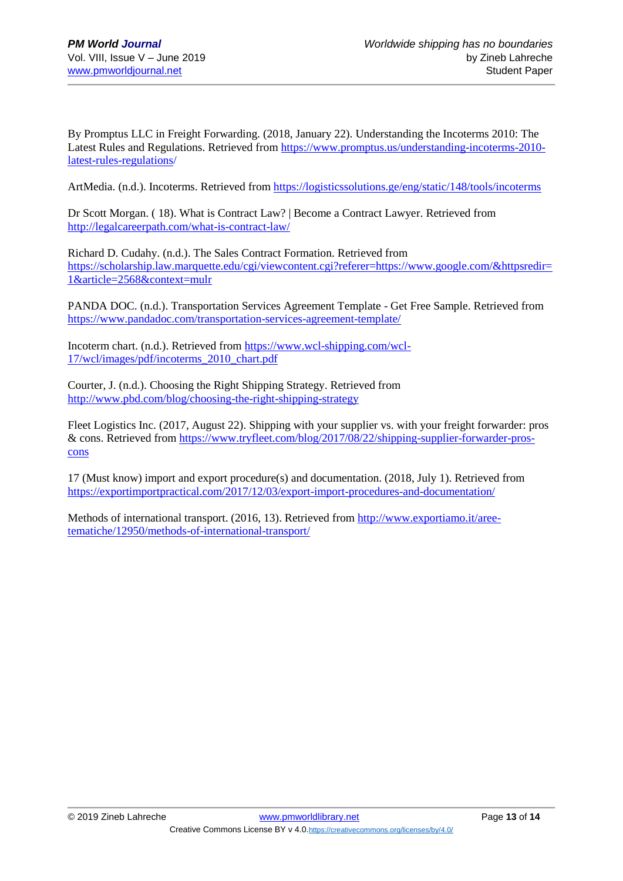By Promptus LLC in Freight Forwarding. (2018, January 22). Understanding the Incoterms 2010: The Latest Rules and Regulations. Retrieved from https://www.promptus.us/understanding-incoterms-2010-latest-rules-regulations/

ArtMedia. (n.d.). Incoterms. Retrieved from https://logisticssolutions.ge/eng/static/148/tools/incoterms

Dr Scott Morgan. ( 18). What is Contract Law? | Become a Contract Lawyer. Retrieved from http://legalcareerpath.com/what-is-contract-law/

Richard D. Cudahy. (n.d.). The Sales Contract Formation. Retrieved from https://scholarship.law.marquette.edu/cgi/viewcontent.cgi?referer=https://www.google.com/&httpsredir=1&article=2568&context=mulr

PANDA DOC. (n.d.). Transportation Services Agreement Template - Get Free Sample. Retrieved from https://www.pandadoc.com/transportation-services-agreement-template/

Incoterm chart. (n.d.). Retrieved from https://www.wcl-shipping.com/wcl-17/wcl/images/pdf/incoterms_2010_chart.pdf

Courter, J. (n.d.). Choosing the Right Shipping Strategy. Retrieved from http://www.pbd.com/blog/choosing-the-right-shipping-strategy

Fleet Logistics Inc. (2017, August 22). Shipping with your supplier vs. with your freight forwarder: pros & cons. Retrieved from https://www.tryfleet.com/blog/2017/08/22/shipping-supplier-forwarder-pros-cons

17 (Must know) import and export procedure(s) and documentation. (2018, July 1). Retrieved from https://exportimportpractical.com/2017/12/03/export-import-procedures-and-documentation/

Methods of international transport. (2016, 13). Retrieved from http://www.exportiamo.it/aree-tematiche/12950/methods-of-international-transport/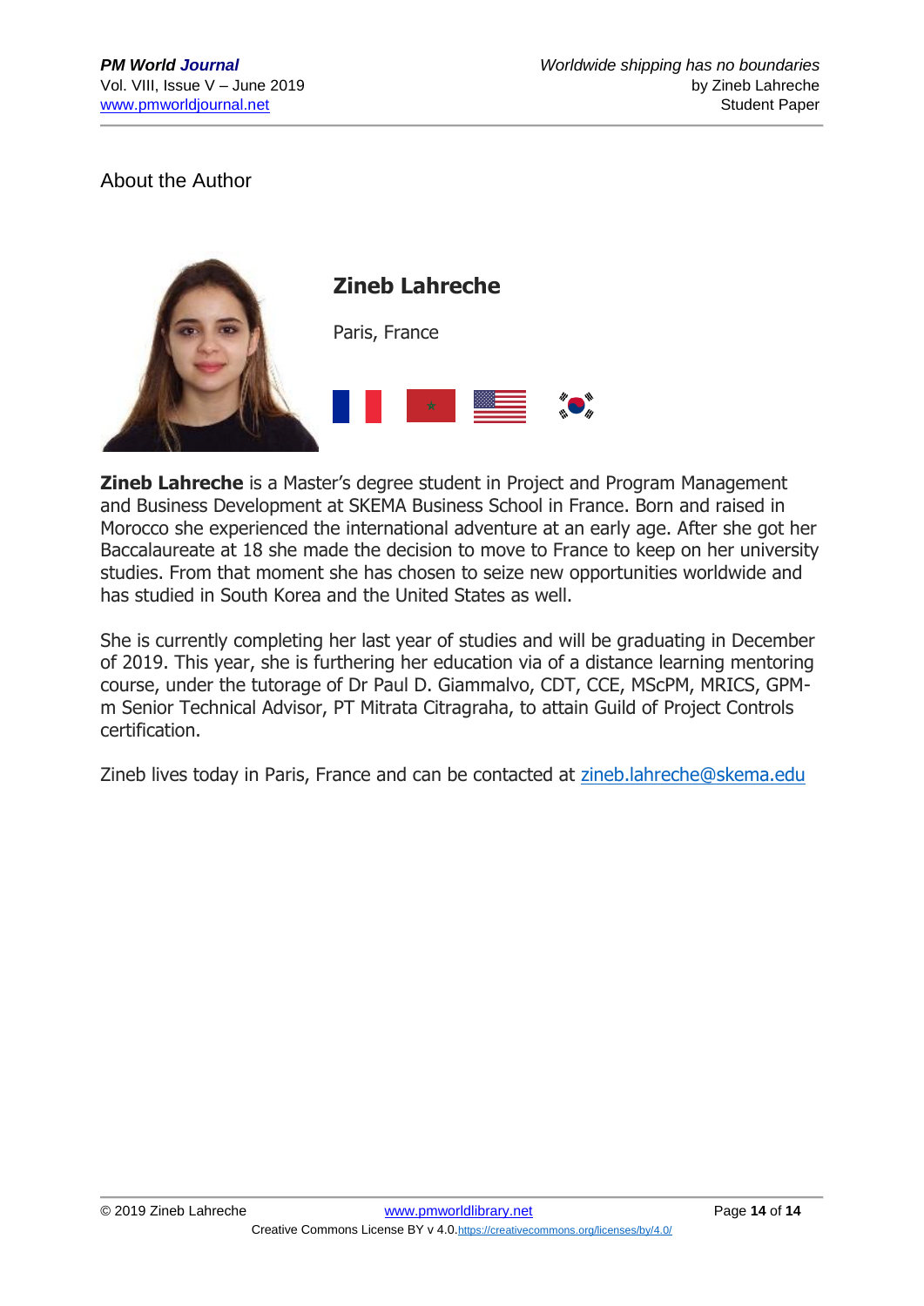## About the Author

### Zineb Lahreche

Paris, France

**Zineb Lahreche** is a Master's degree student in Project and Program Management and Business Development at SKEMA Business School in France. Born and raised in Morocco she experienced the international adventure at an early age. After she got her Baccalaureate at 18 she made the decision to move to France to keep on her university studies. From that moment she has chosen to seize new opportunities worldwide and has studied in South Korea and the United States as well.

She is currently completing her last year of studies and will be graduating in December of 2019. This year, she is furthering her education via of a distance learning mentoring course, under the tutorage of Dr Paul D. Giammalvo, CDT, CCE, MScPM, MRICS, GPM-m Senior Technical Advisor, PT Mitrata Citragraha, to attain Guild of Project Controls certification.

Zineb lives today in Paris, France and can be contacted at zineb.lahreche@skema.edu